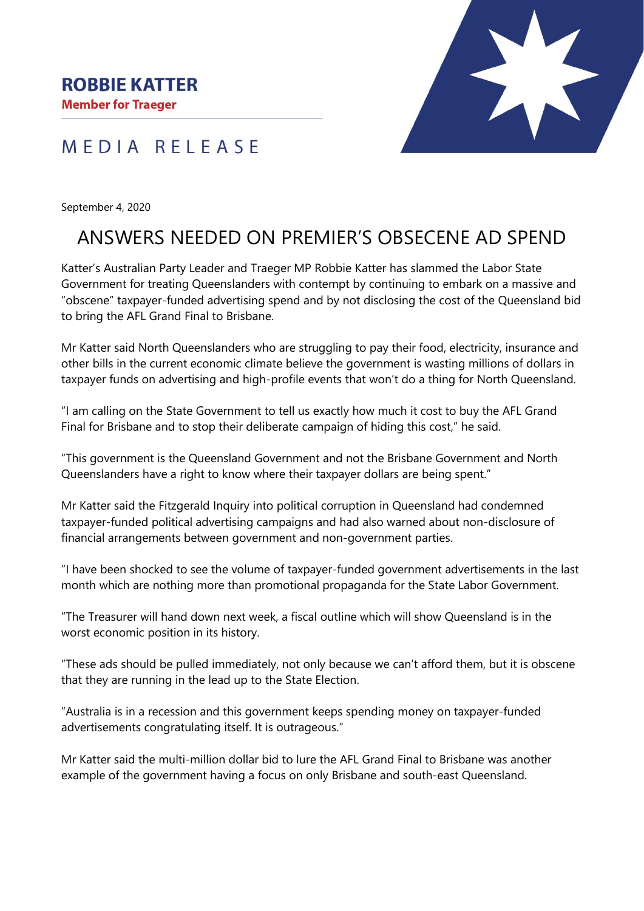**ROBBIE KATTER**
**Member for Traeger**

MEDIA RELEASE

September 4, 2020

# ANSWERS NEEDED ON PREMIER'S OBSECENE AD SPEND

Katter's Australian Party Leader and Traeger MP Robbie Katter has slammed the Labor State Government for treating Queenslanders with contempt by continuing to embark on a massive and "obscene" taxpayer-funded advertising spend and by not disclosing the cost of the Queensland bid to bring the AFL Grand Final to Brisbane.

Mr Katter said North Queenslanders who are struggling to pay their food, electricity, insurance and other bills in the current economic climate believe the government is wasting millions of dollars in taxpayer funds on advertising and high-profile events that won't do a thing for North Queensland.

"I am calling on the State Government to tell us exactly how much it cost to buy the AFL Grand Final for Brisbane and to stop their deliberate campaign of hiding this cost," he said.

"This government is the Queensland Government and not the Brisbane Government and North Queenslanders have a right to know where their taxpayer dollars are being spent."

Mr Katter said the Fitzgerald Inquiry into political corruption in Queensland had condemned taxpayer-funded political advertising campaigns and had also warned about non-disclosure of financial arrangements between government and non-government parties.

"I have been shocked to see the volume of taxpayer-funded government advertisements in the last month which are nothing more than promotional propaganda for the State Labor Government.

"The Treasurer will hand down next week, a fiscal outline which will show Queensland is in the worst economic position in its history.

"These ads should be pulled immediately, not only because we can't afford them, but it is obscene that they are running in the lead up to the State Election.

"Australia is in a recession and this government keeps spending money on taxpayer-funded advertisements congratulating itself. It is outrageous."

Mr Katter said the multi-million dollar bid to lure the AFL Grand Final to Brisbane was another example of the government having a focus on only Brisbane and south-east Queensland.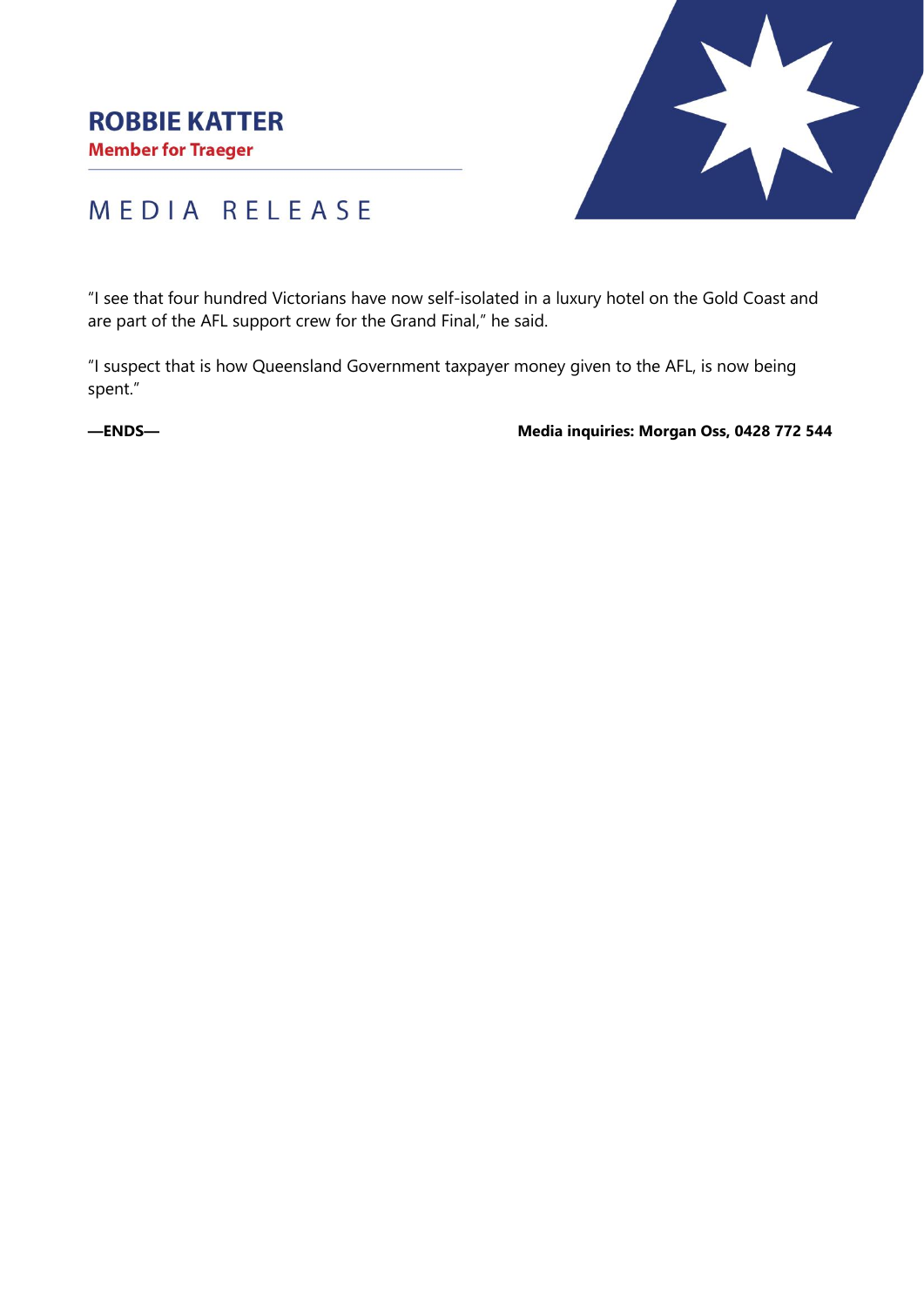**ROBBIE KATTER**
**Member for Traeger**

MEDIA RELEASE

"I see that four hundred Victorians have now self-isolated in a luxury hotel on the Gold Coast and are part of the AFL support crew for the Grand Final," he said.

"I suspect that is how Queensland Government taxpayer money given to the AFL, is now being spent."

**—ENDS—**

**Media inquiries: Morgan Oss, 0428 772 544**